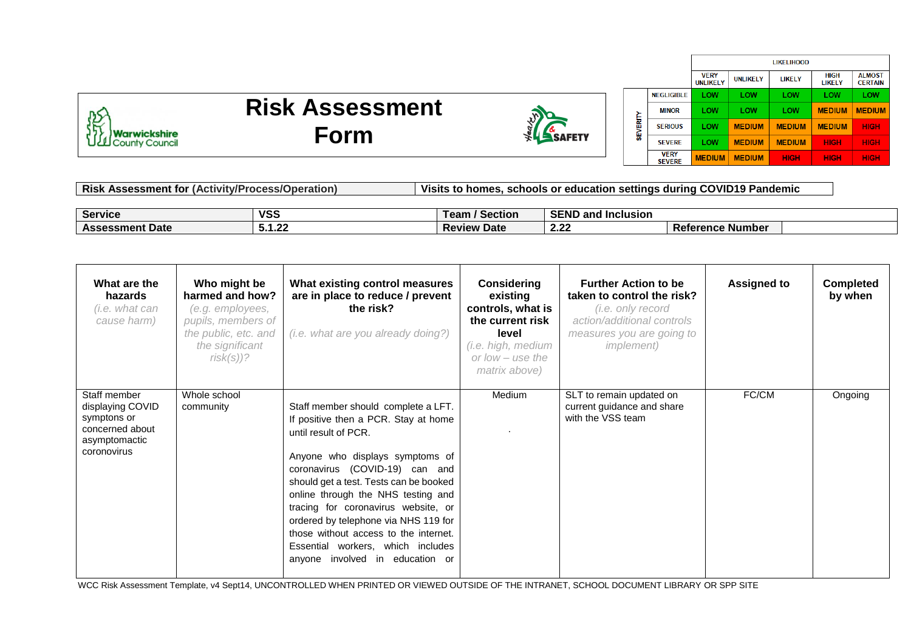# Risk Assessment Form

| | | LIKELIHOOD | | | | |
|---|---|---|---|---|---|---|
| | | VERY UNLIKELY | UNLIKELY | LIKELY | HIGH LIKELY | ALMOST CERTAIN |
| SEVERITY | NEGLIGIBLE | LOW | LOW | LOW | LOW | LOW |
| | MINOR | LOW | LOW | LOW | MEDIUM | MEDIUM |
| | SERIOUS | LOW | MEDIUM | MEDIUM | MEDIUM | HIGH |
| | SEVERE | LOW | MEDIUM | MEDIUM | HIGH | HIGH |
| | VERY SEVERE | MEDIUM | MEDIUM | HIGH | HIGH | HIGH |

| Risk Assessment for (Activity/Process/Operation) | Visits to homes, schools or education settings during COVID19 Pandemic |
|---|---|

| Service | VSS | Team / Section | SEND and Inclusion | | |
|---|---|---|---|---|---|
| Assessment Date | 5.1.22 | Review Date | 2.22 | Reference Number | |

| What are the hazards *(i.e. what can cause harm)* | Who might be harmed and how? *(e.g. employees, pupils, members of the public, etc. and the significant risk(s))?* | What existing control measures are in place to reduce / prevent the risk? *(i.e. what are you already doing?)* | Considering existing controls, what is the current risk level *(i.e. high, medium or low – use the matrix above)* | Further Action to be taken to control the risk? *(i.e. only record action/additional controls measures you are going to implement)* | Assigned to | Completed by when |
|---|---|---|---|---|---|---|
| Staff member displaying COVID symptons or concerned about asymptomactic coronovirus | Whole school community | Staff member should complete a LFT. If positive then a PCR. Stay at home until result of PCR.<br><br>Anyone who displays symptoms of coronavirus (COVID-19) can and should get a test. Tests can be booked online through the NHS testing and tracing for coronavirus website, or ordered by telephone via NHS 119 for those without access to the internet. Essential workers, which includes anyone involved in education or | Medium<br><br>. | SLT to remain updated on current guidance and share with the VSS team | FC/CM | Ongoing |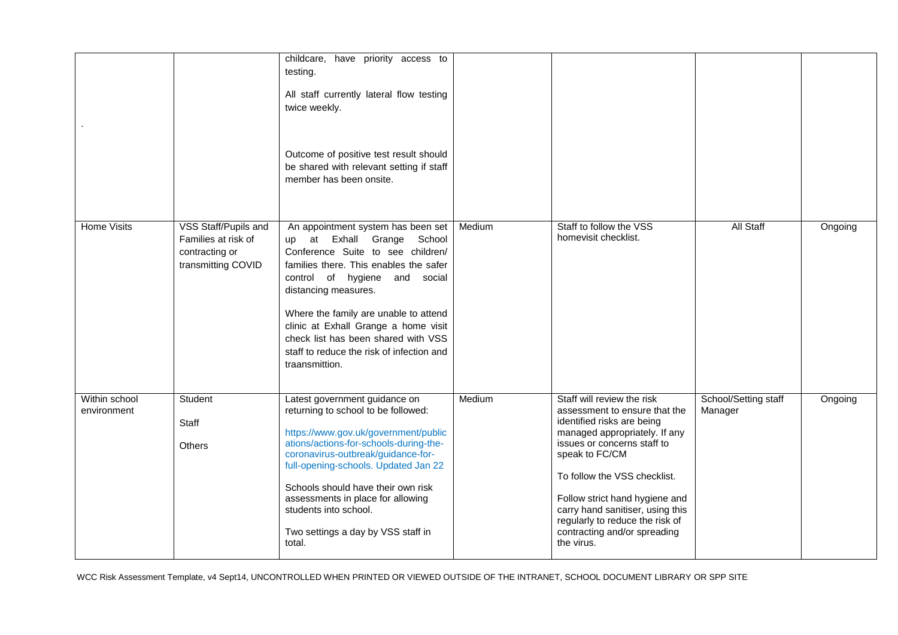| | | | | | | |
|---|---|---|---|---|---|---|
| . | | childcare, have priority access to testing.<br><br>All staff currently lateral flow testing twice weekly.<br><br>Outcome of positive test result should be shared with relevant setting if staff member has been onsite. | | | | |
| Home Visits | VSS Staff/Pupils and Families at risk of contracting or transmitting COVID | An appointment system has been set up at Exhall Grange School Conference Suite to see children/ families there. This enables the safer control of hygiene and social distancing measures.<br><br>Where the family are unable to attend clinic at Exhall Grange a home visit check list has been shared with VSS staff to reduce the risk of infection and traansmittion. | Medium | Staff to follow the VSS homevisit checklist. | All Staff | Ongoing |
| Within school environment | Student<br><br>Staff<br><br>Others | Latest government guidance on returning to school to be followed:<br><br>https://www.gov.uk/government/publications/actions-for-schools-during-the-coronavirus-outbreak/guidance-for-full-opening-schools. Updated Jan 22<br><br>Schools should have their own risk assessments in place for allowing students into school.<br><br>Two settings a day by VSS staff in total. | Medium | Staff will review the risk assessment to ensure that the identified risks are being managed appropriately. If any issues or concerns staff to speak to FC/CM<br><br>To follow the VSS checklist.<br><br>Follow strict hand hygiene and carry hand sanitiser, using this regularly to reduce the risk of contracting and/or spreading the virus. | School/Setting staff Manager | Ongoing |

WCC Risk Assessment Template, v4 Sept14, UNCONTROLLED WHEN PRINTED OR VIEWED OUTSIDE OF THE INTRANET, SCHOOL DOCUMENT LIBRARY OR SPP SITE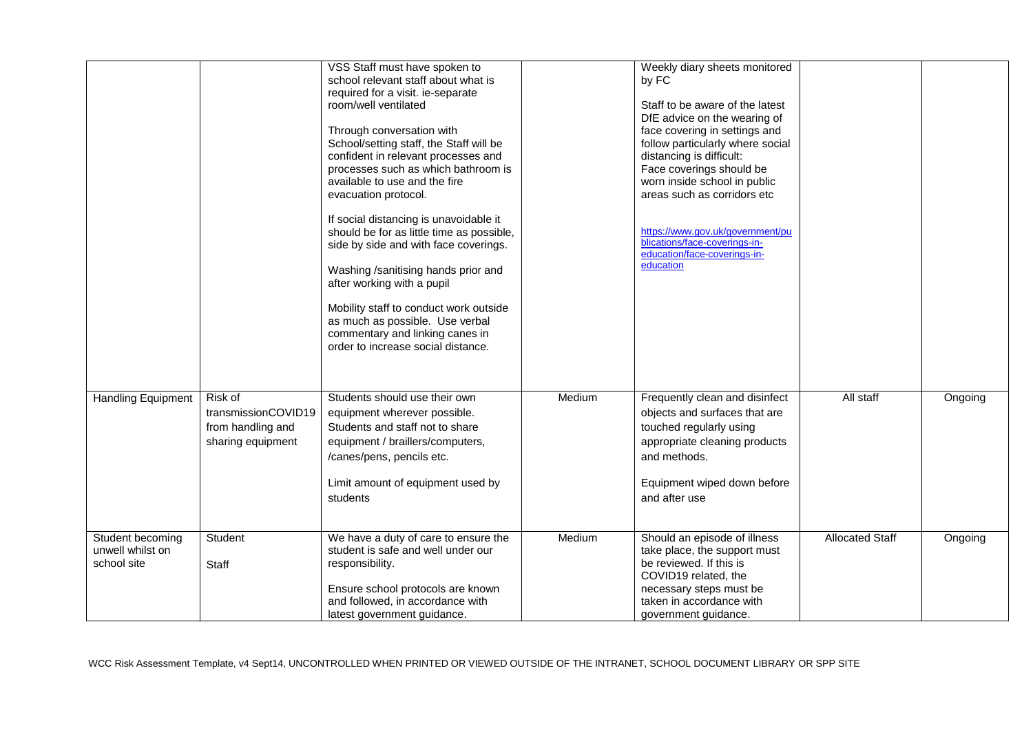| | | | | | | |
|---|---|---|---|---|---|---|
| | | VSS Staff must have spoken to school relevant staff about what is required for a visit. ie-separate room/well ventilated<br><br>Through conversation with School/setting staff, the Staff will be confident in relevant processes and processes such as which bathroom is available to use and the fire evacuation protocol.<br><br>If social distancing is unavoidable it should be for as little time as possible, side by side and with face coverings.<br><br>Washing /sanitising hands prior and after working with a pupil<br><br>Mobility staff to conduct work outside as much as possible. Use verbal commentary and linking canes in order to increase social distance. | | Weekly diary sheets monitored by FC<br><br>Staff to be aware of the latest DfE advice on the wearing of face covering in settings and follow particularly where social distancing is difficult:<br>Face coverings should be worn inside school in public areas such as corridors etc<br><br>https://www.gov.uk/government/publications/face-coverings-in-education/face-coverings-in-education | | |
| Handling Equipment | Risk of transmissionCOVID19 from handling and sharing equipment | Students should use their own equipment wherever possible.<br>Students and staff not to share equipment / braillers/computers, /canes/pens, pencils etc.<br><br>Limit amount of equipment used by students | Medium | Frequently clean and disinfect objects and surfaces that are touched regularly using appropriate cleaning products and methods.<br><br>Equipment wiped down before and after use | All staff | Ongoing |
| Student becoming unwell whilst on school site | Student<br><br>Staff | We have a duty of care to ensure the student is safe and well under our responsibility.<br><br>Ensure school protocols are known and followed, in accordance with latest government guidance. | Medium | Should an episode of illness take place, the support must be reviewed. If this is COVID19 related, the necessary steps must be taken in accordance with government guidance. | Allocated Staff | Ongoing |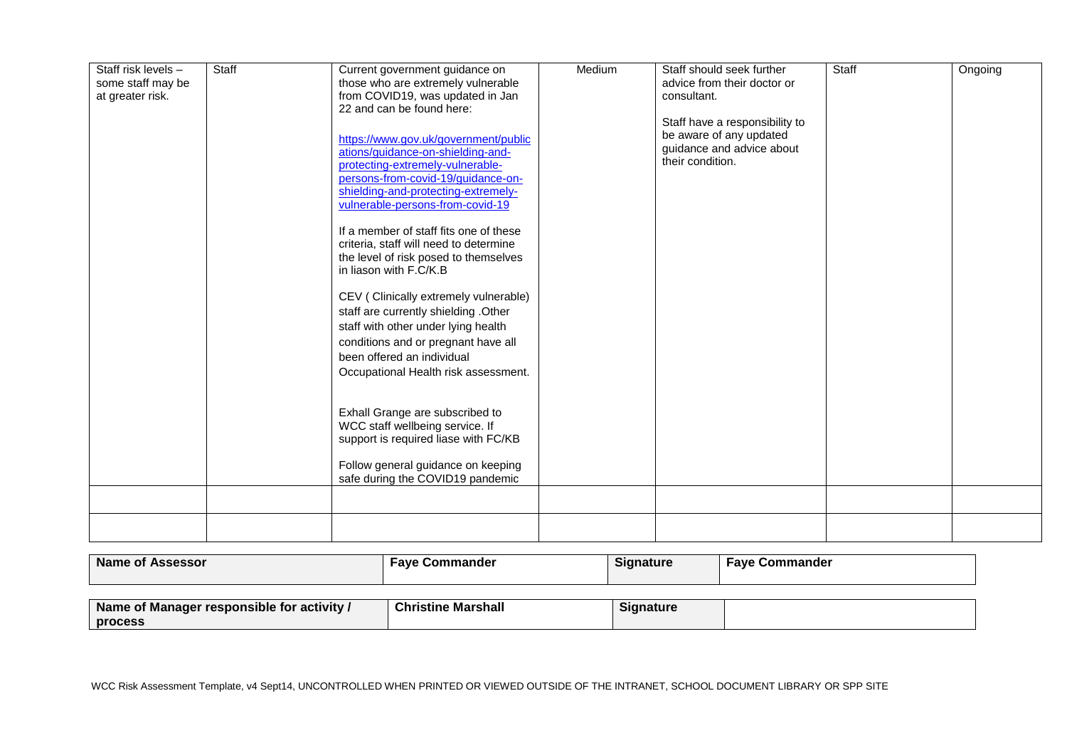| | | | | | | |
|---|---|---|---|---|---|---|
| Staff risk levels – some staff may be at greater risk. | Staff | Current government guidance on those who are extremely vulnerable from COVID19, was updated in Jan 22 and can be found here: <br><br> https://www.gov.uk/government/publications/guidance-on-shielding-and-protecting-extremely-vulnerable-persons-from-covid-19/guidance-on-shielding-and-protecting-extremely-vulnerable-persons-from-covid-19 <br><br> If a member of staff fits one of these criteria, staff will need to determine the level of risk posed to themselves in liason with F.C/K.B <br><br> CEV ( Clinically extremely vulnerable) staff are currently shielding .Other staff with other under lying health conditions and or pregnant have all been offered an individual Occupational Health risk assessment. <br><br> Exhall Grange are subscribed to WCC staff wellbeing service. If support is required liase with FC/KB <br><br> Follow general guidance on keeping safe during the COVID19 pandemic | Medium | Staff should seek further advice from their doctor or consultant. <br><br> Staff have a responsibility to be aware of any updated guidance and advice about their condition. | Staff | Ongoing |
| | | | | | | |
| | | | | | | |

| **Name of Assessor** | **Faye Commander** | **Signature** | **Faye Commander** |
|---|---|---|---|

| **Name of Manager responsible for activity / process** | **Christine Marshall** | **Signature** | |
|---|---|---|---|

WCC Risk Assessment Template, v4 Sept14, UNCONTROLLED WHEN PRINTED OR VIEWED OUTSIDE OF THE INTRANET, SCHOOL DOCUMENT LIBRARY OR SPP SITE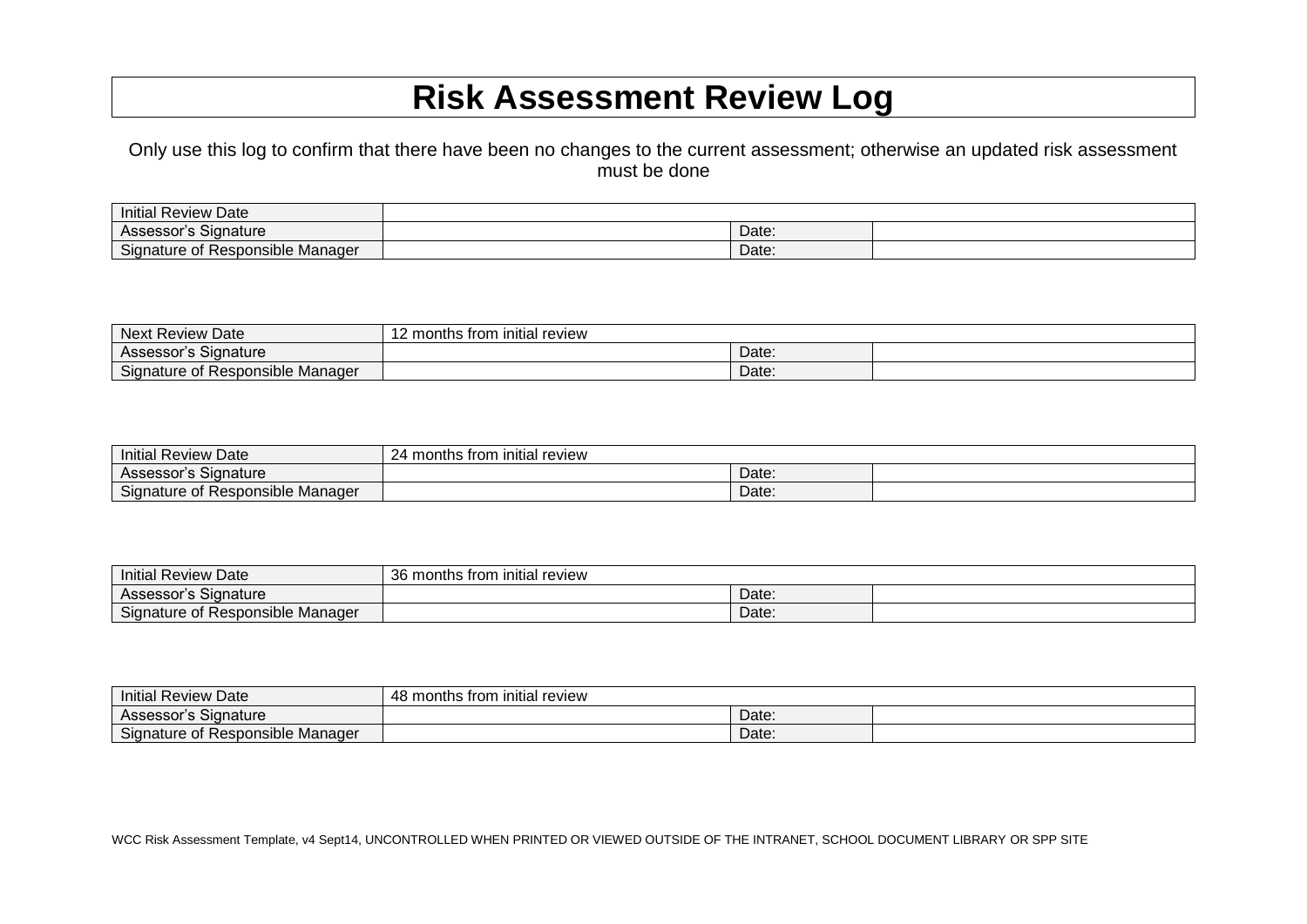# Risk Assessment Review Log

Only use this log to confirm that there have been no changes to the current assessment; otherwise an updated risk assessment must be done

| Initial Review Date | | | |
|---|---|---|---|
| Assessor's Signature | | Date: | |
| Signature of Responsible Manager | | Date: | |

| Next Review Date | 12 months from initial review | | |
|---|---|---|---|
| Assessor's Signature | | Date: | |
| Signature of Responsible Manager | | Date: | |

| Initial Review Date | 24 months from initial review | | |
|---|---|---|---|
| Assessor's Signature | | Date: | |
| Signature of Responsible Manager | | Date: | |

| Initial Review Date | 36 months from initial review | | |
|---|---|---|---|
| Assessor's Signature | | Date: | |
| Signature of Responsible Manager | | Date: | |

| Initial Review Date | 48 months from initial review | | |
|---|---|---|---|
| Assessor's Signature | | Date: | |
| Signature of Responsible Manager | | Date: | |

WCC Risk Assessment Template, v4 Sept14, UNCONTROLLED WHEN PRINTED OR VIEWED OUTSIDE OF THE INTRANET, SCHOOL DOCUMENT LIBRARY OR SPP SITE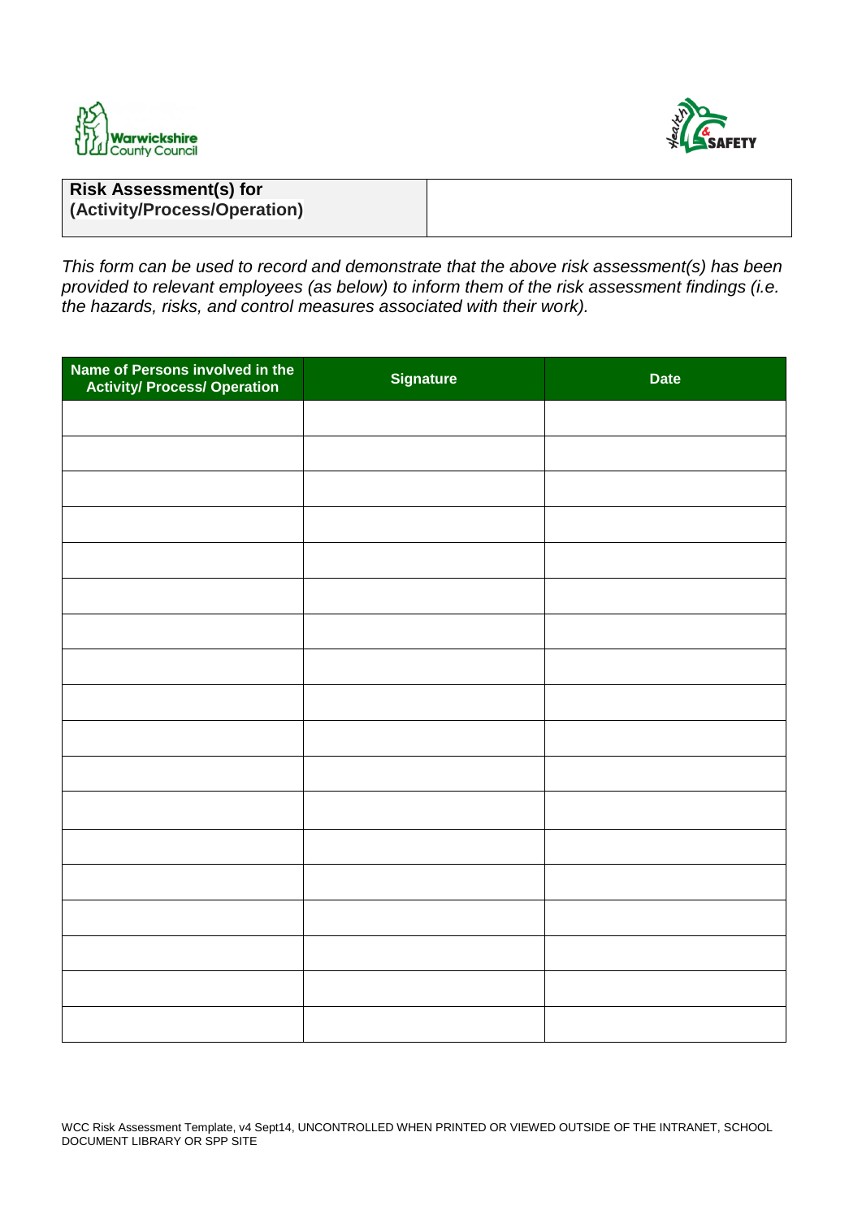| **Risk Assessment(s) for (Activity/Process/Operation)** | |
| --- | --- |

*This form can be used to record and demonstrate that the above risk assessment(s) has been provided to relevant employees (as below) to inform them of the risk assessment findings (i.e. the hazards, risks, and control measures associated with their work).*

| Name of Persons involved in the Activity/ Process/ Operation | Signature | Date |
| --- | --- | --- |
| | | |
| | | |
| | | |
| | | |
| | | |
| | | |
| | | |
| | | |
| | | |
| | | |
| | | |
| | | |
| | | |
| | | |
| | | |
| | | |
| | | |
| | | |

WCC Risk Assessment Template, v4 Sept14, UNCONTROLLED WHEN PRINTED OR VIEWED OUTSIDE OF THE INTRANET, SCHOOL DOCUMENT LIBRARY OR SPP SITE